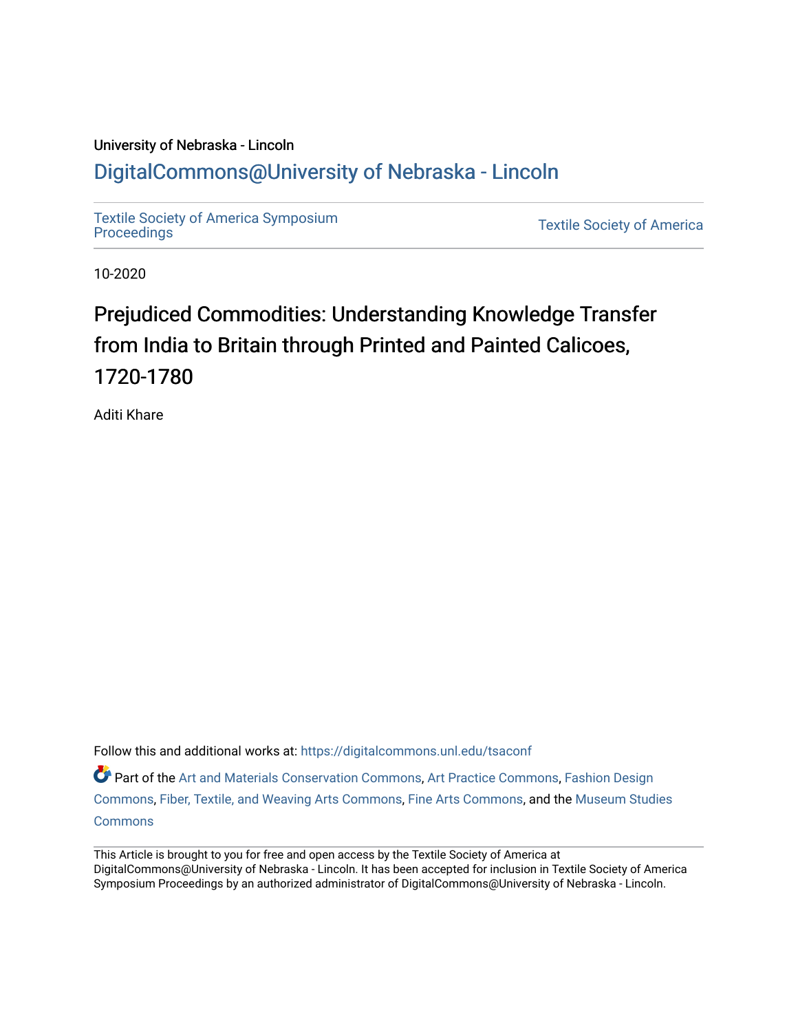University of Nebraska - Lincoln

DigitalCommons@University of Nebraska - Lincoln

Textile Society of America Symposium Proceedings

Textile Society of America

10-2020

# Prejudiced Commodities: Understanding Knowledge Transfer from India to Britain through Printed and Painted Calicoes, 1720-1780

Aditi Khare

Follow this and additional works at: https://digitalcommons.unl.edu/tsaconf

Part of the Art and Materials Conservation Commons, Art Practice Commons, Fashion Design Commons, Fiber, Textile, and Weaving Arts Commons, Fine Arts Commons, and the Museum Studies Commons

This Article is brought to you for free and open access by the Textile Society of America at DigitalCommons@University of Nebraska - Lincoln. It has been accepted for inclusion in Textile Society of America Symposium Proceedings by an authorized administrator of DigitalCommons@University of Nebraska - Lincoln.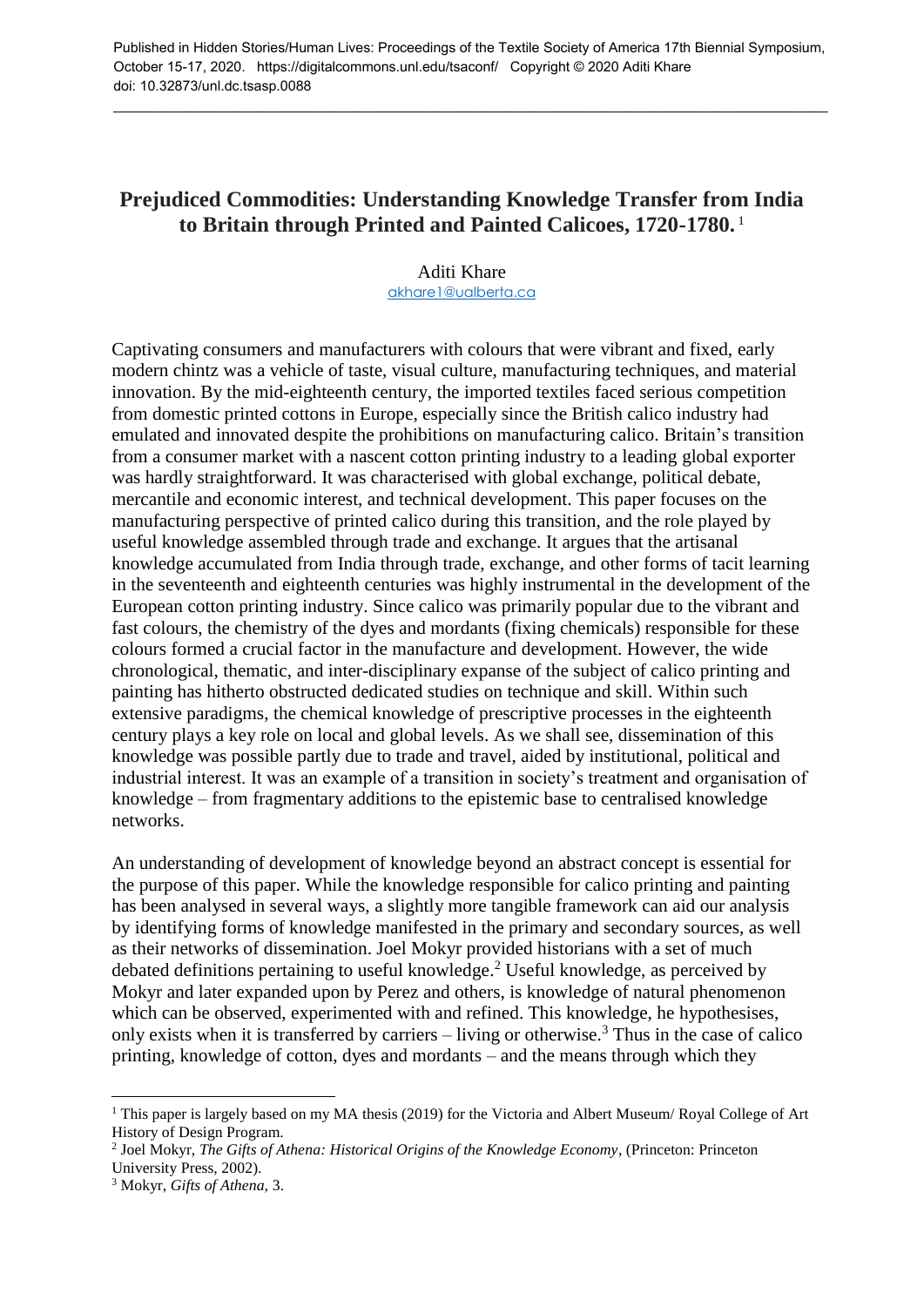# Prejudiced Commodities: Understanding Knowledge Transfer from India to Britain through Printed and Painted Calicoes, 1720-1780.[1]

Aditi Khare
akhare1@ualberta.ca

Captivating consumers and manufacturers with colours that were vibrant and fixed, early modern chintz was a vehicle of taste, visual culture, manufacturing techniques, and material innovation. By the mid-eighteenth century, the imported textiles faced serious competition from domestic printed cottons in Europe, especially since the British calico industry had emulated and innovated despite the prohibitions on manufacturing calico. Britain's transition from a consumer market with a nascent cotton printing industry to a leading global exporter was hardly straightforward. It was characterised with global exchange, political debate, mercantile and economic interest, and technical development. This paper focuses on the manufacturing perspective of printed calico during this transition, and the role played by useful knowledge assembled through trade and exchange. It argues that the artisanal knowledge accumulated from India through trade, exchange, and other forms of tacit learning in the seventeenth and eighteenth centuries was highly instrumental in the development of the European cotton printing industry. Since calico was primarily popular due to the vibrant and fast colours, the chemistry of the dyes and mordants (fixing chemicals) responsible for these colours formed a crucial factor in the manufacture and development. However, the wide chronological, thematic, and inter-disciplinary expanse of the subject of calico printing and painting has hitherto obstructed dedicated studies on technique and skill. Within such extensive paradigms, the chemical knowledge of prescriptive processes in the eighteenth century plays a key role on local and global levels. As we shall see, dissemination of this knowledge was possible partly due to trade and travel, aided by institutional, political and industrial interest. It was an example of a transition in society's treatment and organisation of knowledge – from fragmentary additions to the epistemic base to centralised knowledge networks.

An understanding of development of knowledge beyond an abstract concept is essential for the purpose of this paper. While the knowledge responsible for calico printing and painting has been analysed in several ways, a slightly more tangible framework can aid our analysis by identifying forms of knowledge manifested in the primary and secondary sources, as well as their networks of dissemination. Joel Mokyr provided historians with a set of much debated definitions pertaining to useful knowledge.[2] Useful knowledge, as perceived by Mokyr and later expanded upon by Perez and others, is knowledge of natural phenomenon which can be observed, experimented with and refined. This knowledge, he hypothesises, only exists when it is transferred by carriers – living or otherwise.[3] Thus in the case of calico printing, knowledge of cotton, dyes and mordants – and the means through which they

---

[1] This paper is largely based on my MA thesis (2019) for the Victoria and Albert Museum/ Royal College of Art History of Design Program.

[2] Joel Mokyr, *The Gifts of Athena: Historical Origins of the Knowledge Economy*, (Princeton: Princeton University Press, 2002).

[3] Mokyr, *Gifts of Athena*, 3.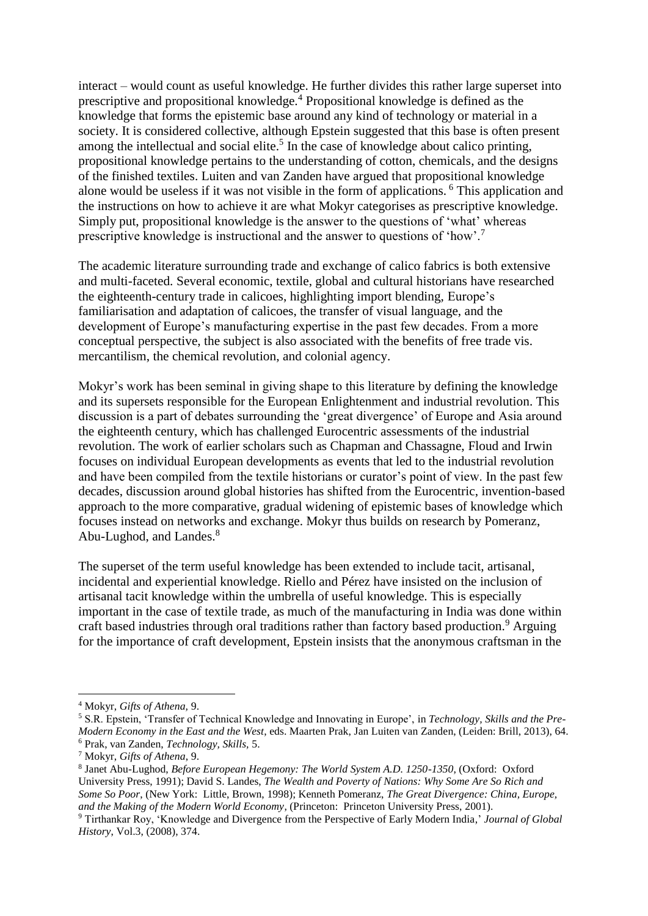interact – would count as useful knowledge. He further divides this rather large superset into prescriptive and propositional knowledge.[4] Propositional knowledge is defined as the knowledge that forms the epistemic base around any kind of technology or material in a society. It is considered collective, although Epstein suggested that this base is often present among the intellectual and social elite.[5] In the case of knowledge about calico printing, propositional knowledge pertains to the understanding of cotton, chemicals, and the designs of the finished textiles. Luiten and van Zanden have argued that propositional knowledge alone would be useless if it was not visible in the form of applications. [6] This application and the instructions on how to achieve it are what Mokyr categorises as prescriptive knowledge. Simply put, propositional knowledge is the answer to the questions of 'what' whereas prescriptive knowledge is instructional and the answer to questions of 'how'.[7]

The academic literature surrounding trade and exchange of calico fabrics is both extensive and multi-faceted. Several economic, textile, global and cultural historians have researched the eighteenth-century trade in calicoes, highlighting import blending, Europe's familiarisation and adaptation of calicoes, the transfer of visual language, and the development of Europe's manufacturing expertise in the past few decades. From a more conceptual perspective, the subject is also associated with the benefits of free trade vis. mercantilism, the chemical revolution, and colonial agency.

Mokyr's work has been seminal in giving shape to this literature by defining the knowledge and its supersets responsible for the European Enlightenment and industrial revolution. This discussion is a part of debates surrounding the 'great divergence' of Europe and Asia around the eighteenth century, which has challenged Eurocentric assessments of the industrial revolution. The work of earlier scholars such as Chapman and Chassagne, Floud and Irwin focuses on individual European developments as events that led to the industrial revolution and have been compiled from the textile historians or curator's point of view. In the past few decades, discussion around global histories has shifted from the Eurocentric, invention-based approach to the more comparative, gradual widening of epistemic bases of knowledge which focuses instead on networks and exchange. Mokyr thus builds on research by Pomeranz, Abu-Lughod, and Landes.[8]

The superset of the term useful knowledge has been extended to include tacit, artisanal, incidental and experiential knowledge. Riello and Pérez have insisted on the inclusion of artisanal tacit knowledge within the umbrella of useful knowledge. This is especially important in the case of textile trade, as much of the manufacturing in India was done within craft based industries through oral traditions rather than factory based production.[9] Arguing for the importance of craft development, Epstein insists that the anonymous craftsman in the

---

[4] Mokyr, *Gifts of Athena*, 9.

[5] S.R. Epstein, 'Transfer of Technical Knowledge and Innovating in Europe', in *Technology, Skills and the Pre-Modern Economy in the East and the West*, eds. Maarten Prak, Jan Luiten van Zanden, (Leiden: Brill, 2013), 64.

[6] Prak, van Zanden, *Technology, Skills*, 5.

[7] Mokyr, *Gifts of Athena*, 9.

[8] Janet Abu-Lughod, *Before European Hegemony: The World System A.D. 1250-1350*, (Oxford: Oxford University Press, 1991); David S. Landes, *The Wealth and Poverty of Nations: Why Some Are So Rich and Some So Poor*, (New York: Little, Brown, 1998); Kenneth Pomeranz, *The Great Divergence: China, Europe, and the Making of the Modern World Economy*, (Princeton: Princeton University Press, 2001).

[9] Tirthankar Roy, 'Knowledge and Divergence from the Perspective of Early Modern India,' *Journal of Global History*, Vol.3, (2008), 374.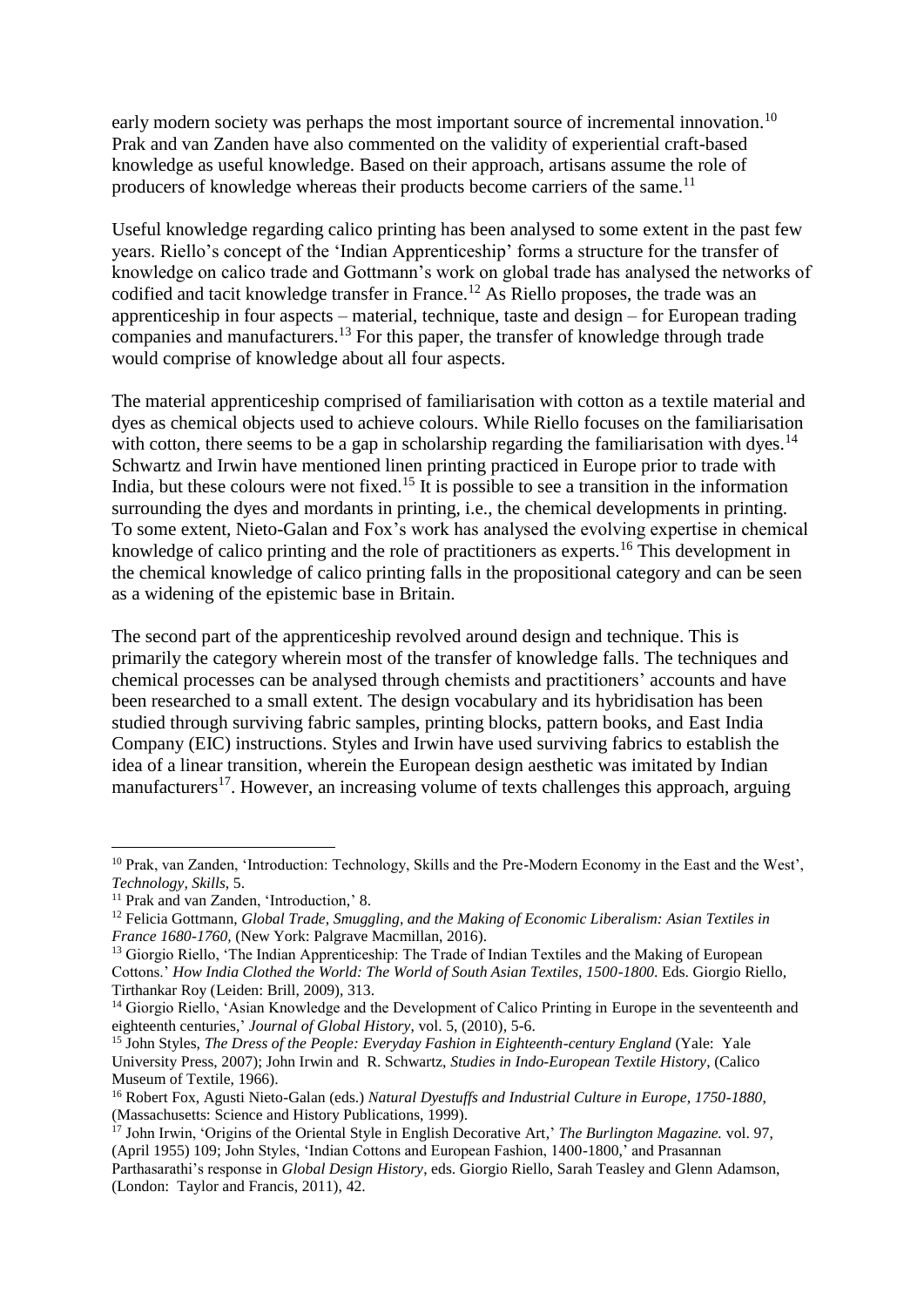early modern society was perhaps the most important source of incremental innovation.[10] Prak and van Zanden have also commented on the validity of experiential craft-based knowledge as useful knowledge. Based on their approach, artisans assume the role of producers of knowledge whereas their products become carriers of the same.[11]

Useful knowledge regarding calico printing has been analysed to some extent in the past few years. Riello's concept of the 'Indian Apprenticeship' forms a structure for the transfer of knowledge on calico trade and Gottmann's work on global trade has analysed the networks of codified and tacit knowledge transfer in France.[12] As Riello proposes, the trade was an apprenticeship in four aspects – material, technique, taste and design – for European trading companies and manufacturers.[13] For this paper, the transfer of knowledge through trade would comprise of knowledge about all four aspects.

The material apprenticeship comprised of familiarisation with cotton as a textile material and dyes as chemical objects used to achieve colours. While Riello focuses on the familiarisation with cotton, there seems to be a gap in scholarship regarding the familiarisation with dyes.[14] Schwartz and Irwin have mentioned linen printing practiced in Europe prior to trade with India, but these colours were not fixed.[15] It is possible to see a transition in the information surrounding the dyes and mordants in printing, i.e., the chemical developments in printing. To some extent, Nieto-Galan and Fox's work has analysed the evolving expertise in chemical knowledge of calico printing and the role of practitioners as experts.[16] This development in the chemical knowledge of calico printing falls in the propositional category and can be seen as a widening of the epistemic base in Britain.

The second part of the apprenticeship revolved around design and technique. This is primarily the category wherein most of the transfer of knowledge falls. The techniques and chemical processes can be analysed through chemists and practitioners' accounts and have been researched to a small extent. The design vocabulary and its hybridisation has been studied through surviving fabric samples, printing blocks, pattern books, and East India Company (EIC) instructions. Styles and Irwin have used surviving fabrics to establish the idea of a linear transition, wherein the European design aesthetic was imitated by Indian manufacturers[17]. However, an increasing volume of texts challenges this approach, arguing

---

[10] Prak, van Zanden, 'Introduction: Technology, Skills and the Pre-Modern Economy in the East and the West', *Technology, Skills*, 5.

[11] Prak and van Zanden, 'Introduction,' 8.

[12] Felicia Gottmann, *Global Trade, Smuggling, and the Making of Economic Liberalism: Asian Textiles in France 1680-1760*, (New York: Palgrave Macmillan, 2016).

[13] Giorgio Riello, 'The Indian Apprenticeship: The Trade of Indian Textiles and the Making of European Cottons.' *How India Clothed the World: The World of South Asian Textiles, 1500-1800*. Eds. Giorgio Riello, Tirthankar Roy (Leiden: Brill, 2009), 313.

[14] Giorgio Riello, 'Asian Knowledge and the Development of Calico Printing in Europe in the seventeenth and eighteenth centuries,' *Journal of Global History*, vol. 5, (2010), 5-6.

[15] John Styles, *The Dress of the People: Everyday Fashion in Eighteenth-century England* (Yale: Yale University Press, 2007); John Irwin and R. Schwartz, *Studies in Indo-European Textile History*, (Calico Museum of Textile, 1966).

[16] Robert Fox, Agusti Nieto-Galan (eds.) *Natural Dyestuffs and Industrial Culture in Europe, 1750-1880*, (Massachusetts: Science and History Publications, 1999).

[17] John Irwin, 'Origins of the Oriental Style in English Decorative Art,' *The Burlington Magazine.* vol. 97, (April 1955) 109; John Styles, 'Indian Cottons and European Fashion, 1400-1800,' and Prasannan Parthasarathi's response in *Global Design History*, eds. Giorgio Riello, Sarah Teasley and Glenn Adamson, (London: Taylor and Francis, 2011), 42.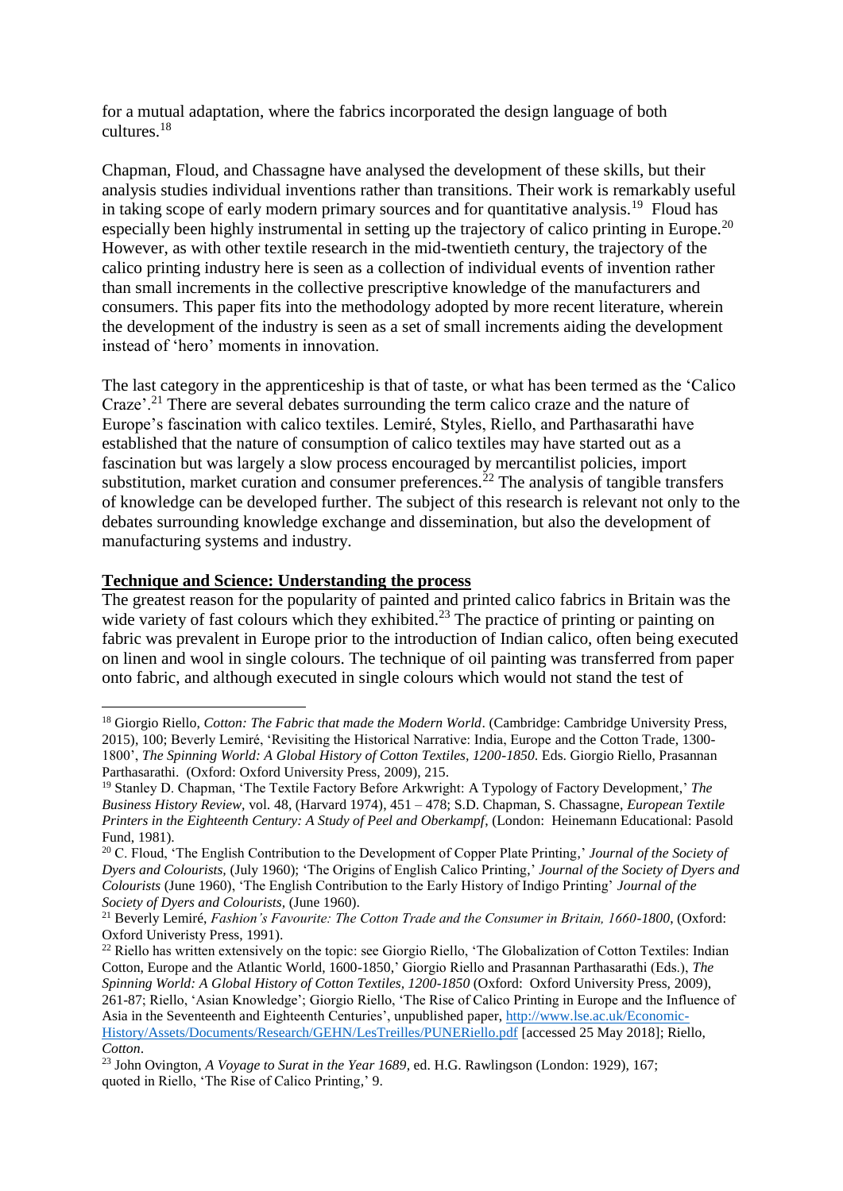for a mutual adaptation, where the fabrics incorporated the design language of both cultures.[18]

Chapman, Floud, and Chassagne have analysed the development of these skills, but their analysis studies individual inventions rather than transitions. Their work is remarkably useful in taking scope of early modern primary sources and for quantitative analysis.[19] Floud has especially been highly instrumental in setting up the trajectory of calico printing in Europe.[20] However, as with other textile research in the mid-twentieth century, the trajectory of the calico printing industry here is seen as a collection of individual events of invention rather than small increments in the collective prescriptive knowledge of the manufacturers and consumers. This paper fits into the methodology adopted by more recent literature, wherein the development of the industry is seen as a set of small increments aiding the development instead of 'hero' moments in innovation.

The last category in the apprenticeship is that of taste, or what has been termed as the 'Calico Craze'.[21] There are several debates surrounding the term calico craze and the nature of Europe's fascination with calico textiles. Lemiré, Styles, Riello, and Parthasarathi have established that the nature of consumption of calico textiles may have started out as a fascination but was largely a slow process encouraged by mercantilist policies, import substitution, market curation and consumer preferences.[22] The analysis of tangible transfers of knowledge can be developed further. The subject of this research is relevant not only to the debates surrounding knowledge exchange and dissemination, but also the development of manufacturing systems and industry.

## Technique and Science: Understanding the process

The greatest reason for the popularity of painted and printed calico fabrics in Britain was the wide variety of fast colours which they exhibited.[23] The practice of printing or painting on fabric was prevalent in Europe prior to the introduction of Indian calico, often being executed on linen and wool in single colours. The technique of oil painting was transferred from paper onto fabric, and although executed in single colours which would not stand the test of

---

[18] Giorgio Riello, *Cotton: The Fabric that made the Modern World*. (Cambridge: Cambridge University Press, 2015), 100; Beverly Lemiré, 'Revisiting the Historical Narrative: India, Europe and the Cotton Trade, 1300-1800', *The Spinning World: A Global History of Cotton Textiles, 1200-1850*. Eds. Giorgio Riello, Prasannan Parthasarathi. (Oxford: Oxford University Press, 2009), 215.

[19] Stanley D. Chapman, 'The Textile Factory Before Arkwright: A Typology of Factory Development,' *The Business History Review*, vol. 48, (Harvard 1974), 451 – 478; S.D. Chapman, S. Chassagne, *European Textile Printers in the Eighteenth Century: A Study of Peel and Oberkampf*, (London: Heinemann Educational: Pasold Fund, 1981).

[20] C. Floud, 'The English Contribution to the Development of Copper Plate Printing,' *Journal of the Society of Dyers and Colourists*, (July 1960); 'The Origins of English Calico Printing,' *Journal of the Society of Dyers and Colourists* (June 1960), 'The English Contribution to the Early History of Indigo Printing' *Journal of the Society of Dyers and Colourists*, (June 1960).

[21] Beverly Lemiré, *Fashion's Favourite: The Cotton Trade and the Consumer in Britain, 1660-1800*, (Oxford: Oxford Univeristy Press, 1991).

[22] Riello has written extensively on the topic: see Giorgio Riello, 'The Globalization of Cotton Textiles: Indian Cotton, Europe and the Atlantic World, 1600-1850,' Giorgio Riello and Prasannan Parthasarathi (Eds.), *The Spinning World: A Global History of Cotton Textiles, 1200-1850* (Oxford: Oxford University Press, 2009), 261-87; Riello, 'Asian Knowledge'; Giorgio Riello, 'The Rise of Calico Printing in Europe and the Influence of Asia in the Seventeenth and Eighteenth Centuries', unpublished paper, http://www.lse.ac.uk/Economic-History/Assets/Documents/Research/GEHN/LesTreilles/PUNERiello.pdf [accessed 25 May 2018]; Riello, *Cotton*.

[23] John Ovington, *A Voyage to Surat in the Year 1689*, ed. H.G. Rawlingson (London: 1929), 167; quoted in Riello, 'The Rise of Calico Printing,' 9.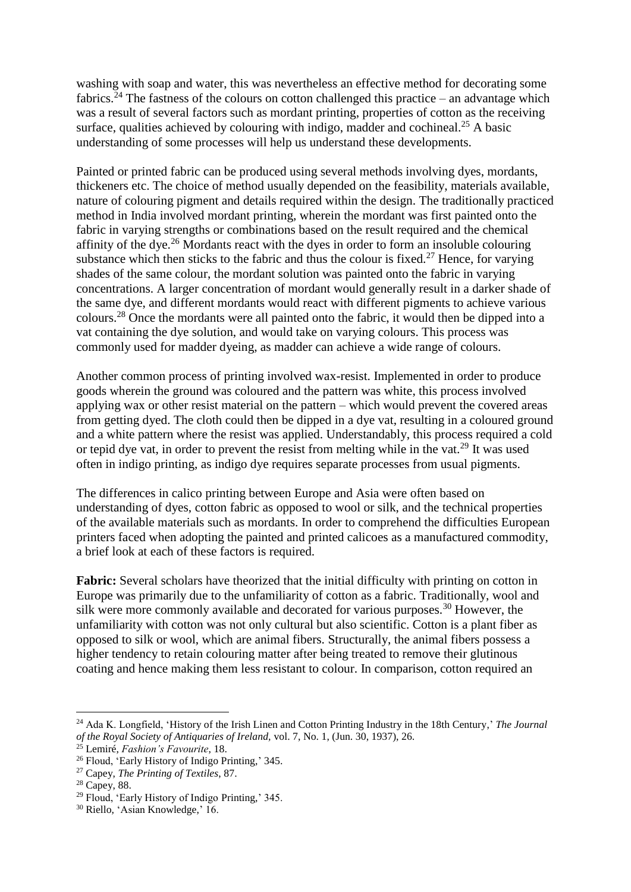washing with soap and water, this was nevertheless an effective method for decorating some fabrics.[24] The fastness of the colours on cotton challenged this practice – an advantage which was a result of several factors such as mordant printing, properties of cotton as the receiving surface, qualities achieved by colouring with indigo, madder and cochineal.[25] A basic understanding of some processes will help us understand these developments.

Painted or printed fabric can be produced using several methods involving dyes, mordants, thickeners etc. The choice of method usually depended on the feasibility, materials available, nature of colouring pigment and details required within the design. The traditionally practiced method in India involved mordant printing, wherein the mordant was first painted onto the fabric in varying strengths or combinations based on the result required and the chemical affinity of the dye.[26] Mordants react with the dyes in order to form an insoluble colouring substance which then sticks to the fabric and thus the colour is fixed.[27] Hence, for varying shades of the same colour, the mordant solution was painted onto the fabric in varying concentrations. A larger concentration of mordant would generally result in a darker shade of the same dye, and different mordants would react with different pigments to achieve various colours.[28] Once the mordants were all painted onto the fabric, it would then be dipped into a vat containing the dye solution, and would take on varying colours. This process was commonly used for madder dyeing, as madder can achieve a wide range of colours.

Another common process of printing involved wax-resist. Implemented in order to produce goods wherein the ground was coloured and the pattern was white, this process involved applying wax or other resist material on the pattern – which would prevent the covered areas from getting dyed. The cloth could then be dipped in a dye vat, resulting in a coloured ground and a white pattern where the resist was applied. Understandably, this process required a cold or tepid dye vat, in order to prevent the resist from melting while in the vat.[29] It was used often in indigo printing, as indigo dye requires separate processes from usual pigments.

The differences in calico printing between Europe and Asia were often based on understanding of dyes, cotton fabric as opposed to wool or silk, and the technical properties of the available materials such as mordants. In order to comprehend the difficulties European printers faced when adopting the painted and printed calicoes as a manufactured commodity, a brief look at each of these factors is required.

**Fabric:** Several scholars have theorized that the initial difficulty with printing on cotton in Europe was primarily due to the unfamiliarity of cotton as a fabric. Traditionally, wool and silk were more commonly available and decorated for various purposes.[30] However, the unfamiliarity with cotton was not only cultural but also scientific. Cotton is a plant fiber as opposed to silk or wool, which are animal fibers. Structurally, the animal fibers possess a higher tendency to retain colouring matter after being treated to remove their glutinous coating and hence making them less resistant to colour. In comparison, cotton required an

---

[24] Ada K. Longfield, 'History of the Irish Linen and Cotton Printing Industry in the 18th Century,' *The Journal of the Royal Society of Antiquaries of Ireland*, vol. 7, No. 1, (Jun. 30, 1937), 26.

[25] Lemiré, *Fashion's Favourite*, 18.

[26] Floud, 'Early History of Indigo Printing,' 345.

[27] Capey, *The Printing of Textiles*, 87.

[28] Capey, 88.

[29] Floud, 'Early History of Indigo Printing,' 345.

[30] Riello, 'Asian Knowledge,' 16.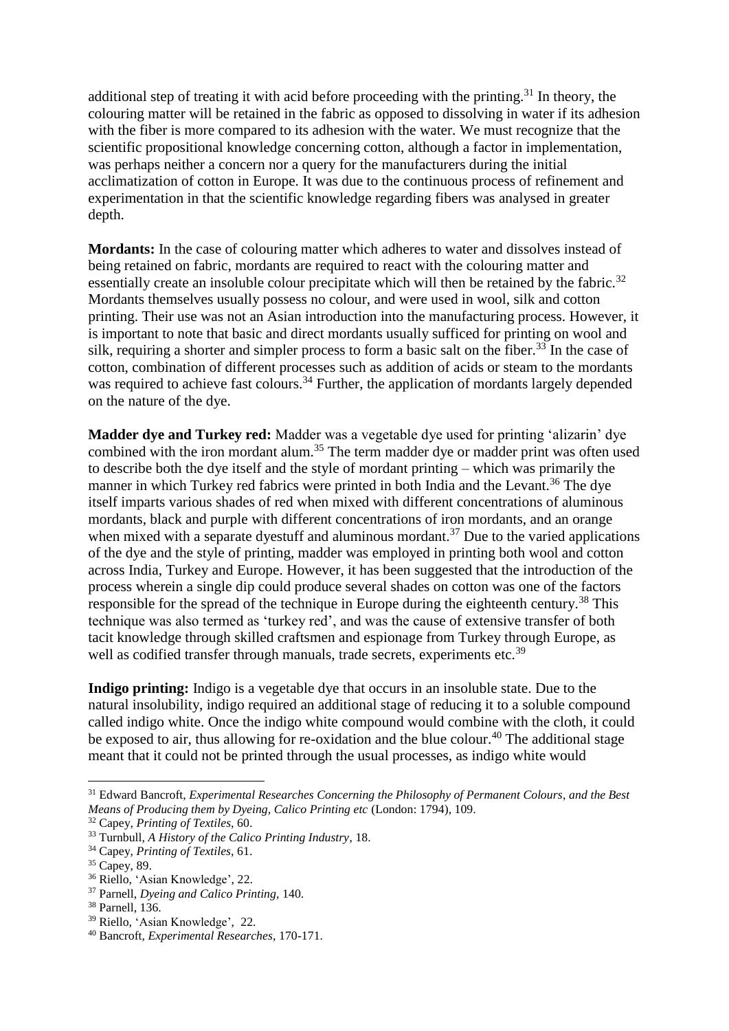additional step of treating it with acid before proceeding with the printing.[31] In theory, the colouring matter will be retained in the fabric as opposed to dissolving in water if its adhesion with the fiber is more compared to its adhesion with the water. We must recognize that the scientific propositional knowledge concerning cotton, although a factor in implementation, was perhaps neither a concern nor a query for the manufacturers during the initial acclimatization of cotton in Europe. It was due to the continuous process of refinement and experimentation in that the scientific knowledge regarding fibers was analysed in greater depth.

**Mordants:** In the case of colouring matter which adheres to water and dissolves instead of being retained on fabric, mordants are required to react with the colouring matter and essentially create an insoluble colour precipitate which will then be retained by the fabric.[32] Mordants themselves usually possess no colour, and were used in wool, silk and cotton printing. Their use was not an Asian introduction into the manufacturing process. However, it is important to note that basic and direct mordants usually sufficed for printing on wool and silk, requiring a shorter and simpler process to form a basic salt on the fiber.[33] In the case of cotton, combination of different processes such as addition of acids or steam to the mordants was required to achieve fast colours.[34] Further, the application of mordants largely depended on the nature of the dye.

**Madder dye and Turkey red:** Madder was a vegetable dye used for printing 'alizarin' dye combined with the iron mordant alum.[35] The term madder dye or madder print was often used to describe both the dye itself and the style of mordant printing – which was primarily the manner in which Turkey red fabrics were printed in both India and the Levant.[36] The dye itself imparts various shades of red when mixed with different concentrations of aluminous mordants, black and purple with different concentrations of iron mordants, and an orange when mixed with a separate dyestuff and aluminous mordant.[37] Due to the varied applications of the dye and the style of printing, madder was employed in printing both wool and cotton across India, Turkey and Europe. However, it has been suggested that the introduction of the process wherein a single dip could produce several shades on cotton was one of the factors responsible for the spread of the technique in Europe during the eighteenth century.[38] This technique was also termed as 'turkey red', and was the cause of extensive transfer of both tacit knowledge through skilled craftsmen and espionage from Turkey through Europe, as well as codified transfer through manuals, trade secrets, experiments etc.[39]

**Indigo printing:** Indigo is a vegetable dye that occurs in an insoluble state. Due to the natural insolubility, indigo required an additional stage of reducing it to a soluble compound called indigo white. Once the indigo white compound would combine with the cloth, it could be exposed to air, thus allowing for re-oxidation and the blue colour.[40] The additional stage meant that it could not be printed through the usual processes, as indigo white would

---

[31] Edward Bancroft, *Experimental Researches Concerning the Philosophy of Permanent Colours, and the Best Means of Producing them by Dyeing, Calico Printing etc* (London: 1794), 109.

[32] Capey, *Printing of Textiles*, 60.

[33] Turnbull, *A History of the Calico Printing Industry*, 18.

[34] Capey, *Printing of Textiles*, 61.

[35] Capey, 89.

[36] Riello, 'Asian Knowledge', 22.

[37] Parnell, *Dyeing and Calico Printing*, 140.

[38] Parnell, 136.

[39] Riello, 'Asian Knowledge', 22.

[40] Bancroft, *Experimental Researches*, 170-171.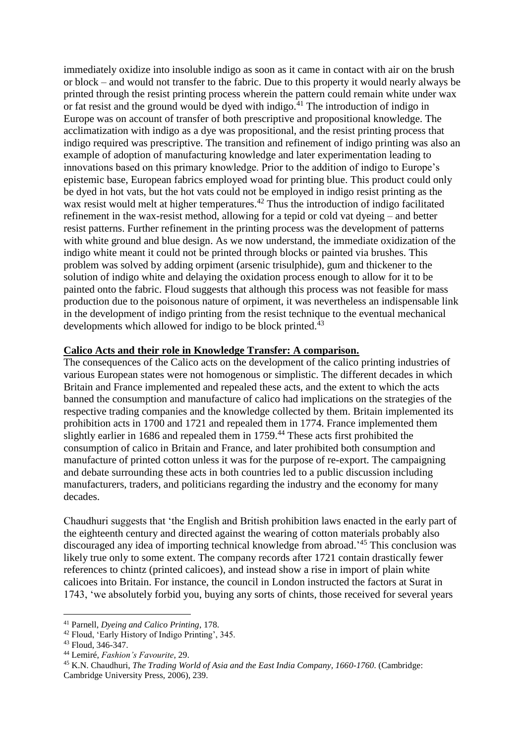immediately oxidize into insoluble indigo as soon as it came in contact with air on the brush or block – and would not transfer to the fabric. Due to this property it would nearly always be printed through the resist printing process wherein the pattern could remain white under wax or fat resist and the ground would be dyed with indigo.[41] The introduction of indigo in Europe was on account of transfer of both prescriptive and propositional knowledge. The acclimatization with indigo as a dye was propositional, and the resist printing process that indigo required was prescriptive. The transition and refinement of indigo printing was also an example of adoption of manufacturing knowledge and later experimentation leading to innovations based on this primary knowledge. Prior to the addition of indigo to Europe's epistemic base, European fabrics employed woad for printing blue. This product could only be dyed in hot vats, but the hot vats could not be employed in indigo resist printing as the wax resist would melt at higher temperatures.[42] Thus the introduction of indigo facilitated refinement in the wax-resist method, allowing for a tepid or cold vat dyeing – and better resist patterns. Further refinement in the printing process was the development of patterns with white ground and blue design. As we now understand, the immediate oxidization of the indigo white meant it could not be printed through blocks or painted via brushes. This problem was solved by adding orpiment (arsenic trisulphide), gum and thickener to the solution of indigo white and delaying the oxidation process enough to allow for it to be painted onto the fabric. Floud suggests that although this process was not feasible for mass production due to the poisonous nature of orpiment, it was nevertheless an indispensable link in the development of indigo printing from the resist technique to the eventual mechanical developments which allowed for indigo to be block printed.[43]

## Calico Acts and their role in Knowledge Transfer: A comparison.

The consequences of the Calico acts on the development of the calico printing industries of various European states were not homogenous or simplistic. The different decades in which Britain and France implemented and repealed these acts, and the extent to which the acts banned the consumption and manufacture of calico had implications on the strategies of the respective trading companies and the knowledge collected by them. Britain implemented its prohibition acts in 1700 and 1721 and repealed them in 1774. France implemented them slightly earlier in 1686 and repealed them in 1759.[44] These acts first prohibited the consumption of calico in Britain and France, and later prohibited both consumption and manufacture of printed cotton unless it was for the purpose of re-export. The campaigning and debate surrounding these acts in both countries led to a public discussion including manufacturers, traders, and politicians regarding the industry and the economy for many decades.

Chaudhuri suggests that 'the English and British prohibition laws enacted in the early part of the eighteenth century and directed against the wearing of cotton materials probably also discouraged any idea of importing technical knowledge from abroad.'[45] This conclusion was likely true only to some extent. The company records after 1721 contain drastically fewer references to chintz (printed calicoes), and instead show a rise in import of plain white calicoes into Britain. For instance, the council in London instructed the factors at Surat in 1743, 'we absolutely forbid you, buying any sorts of chints, those received for several years

---

[41] Parnell, *Dyeing and Calico Printing*, 178.

[42] Floud, 'Early History of Indigo Printing', 345.

[43] Floud, 346-347.

[44] Lemiré, *Fashion's Favourite*, 29.

[45] K.N. Chaudhuri, *The Trading World of Asia and the East India Company, 1660-1760*. (Cambridge: Cambridge University Press, 2006), 239.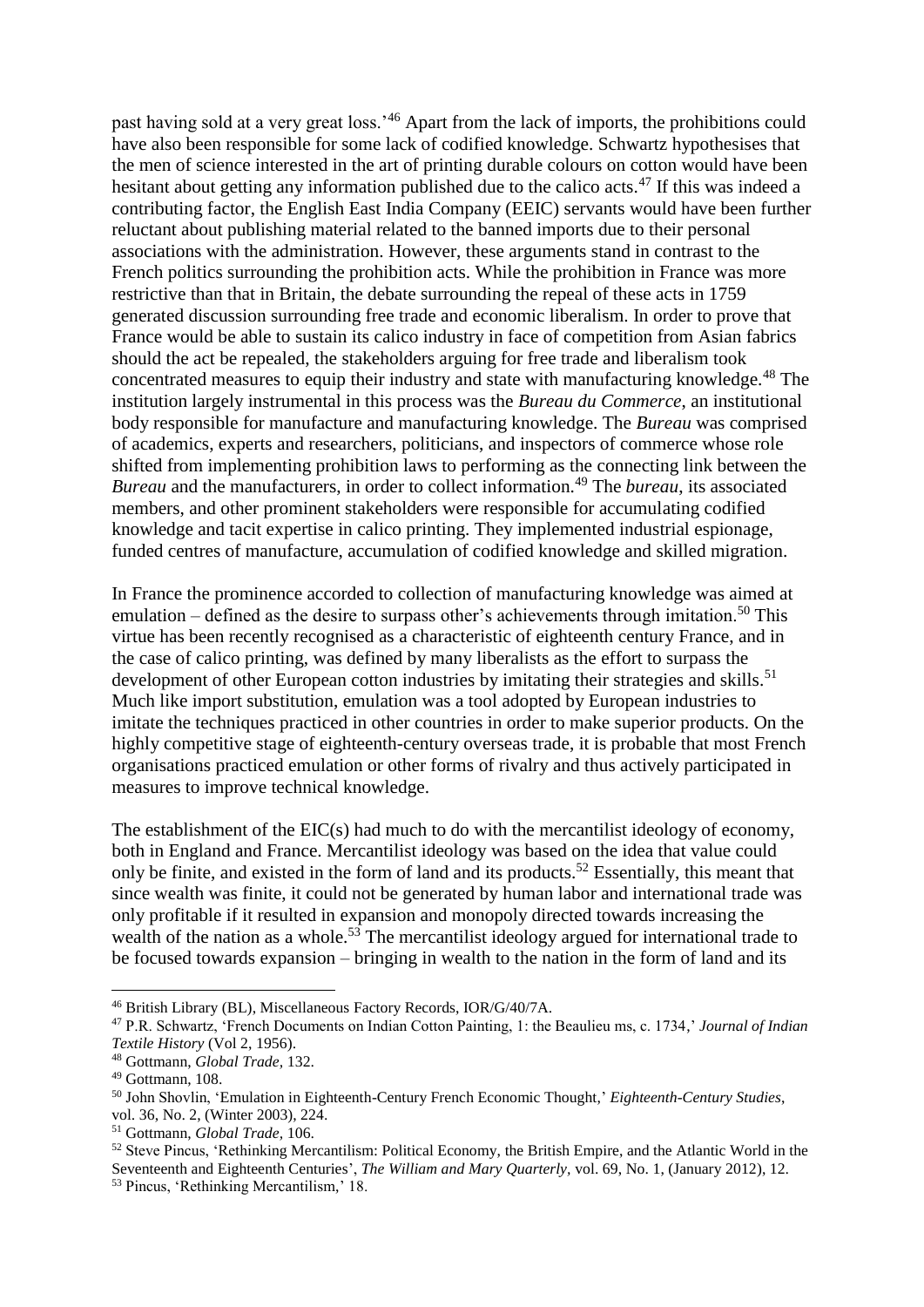past having sold at a very great loss.'[46] Apart from the lack of imports, the prohibitions could have also been responsible for some lack of codified knowledge. Schwartz hypothesises that the men of science interested in the art of printing durable colours on cotton would have been hesitant about getting any information published due to the calico acts.[47] If this was indeed a contributing factor, the English East India Company (EEIC) servants would have been further reluctant about publishing material related to the banned imports due to their personal associations with the administration. However, these arguments stand in contrast to the French politics surrounding the prohibition acts. While the prohibition in France was more restrictive than that in Britain, the debate surrounding the repeal of these acts in 1759 generated discussion surrounding free trade and economic liberalism. In order to prove that France would be able to sustain its calico industry in face of competition from Asian fabrics should the act be repealed, the stakeholders arguing for free trade and liberalism took concentrated measures to equip their industry and state with manufacturing knowledge.[48] The institution largely instrumental in this process was the *Bureau du Commerce*, an institutional body responsible for manufacture and manufacturing knowledge. The *Bureau* was comprised of academics, experts and researchers, politicians, and inspectors of commerce whose role shifted from implementing prohibition laws to performing as the connecting link between the *Bureau* and the manufacturers, in order to collect information.[49] The *bureau*, its associated members, and other prominent stakeholders were responsible for accumulating codified knowledge and tacit expertise in calico printing. They implemented industrial espionage, funded centres of manufacture, accumulation of codified knowledge and skilled migration.

In France the prominence accorded to collection of manufacturing knowledge was aimed at emulation – defined as the desire to surpass other's achievements through imitation.[50] This virtue has been recently recognised as a characteristic of eighteenth century France, and in the case of calico printing, was defined by many liberalists as the effort to surpass the development of other European cotton industries by imitating their strategies and skills.[51] Much like import substitution, emulation was a tool adopted by European industries to imitate the techniques practiced in other countries in order to make superior products. On the highly competitive stage of eighteenth-century overseas trade, it is probable that most French organisations practiced emulation or other forms of rivalry and thus actively participated in measures to improve technical knowledge.

The establishment of the EIC(s) had much to do with the mercantilist ideology of economy, both in England and France. Mercantilist ideology was based on the idea that value could only be finite, and existed in the form of land and its products.[52] Essentially, this meant that since wealth was finite, it could not be generated by human labor and international trade was only profitable if it resulted in expansion and monopoly directed towards increasing the wealth of the nation as a whole.[53] The mercantilist ideology argued for international trade to be focused towards expansion – bringing in wealth to the nation in the form of land and its

---

[46] British Library (BL), Miscellaneous Factory Records, IOR/G/40/7A.

[47] P.R. Schwartz, 'French Documents on Indian Cotton Painting, 1: the Beaulieu ms, c. 1734,' *Journal of Indian Textile History* (Vol 2, 1956).

[48] Gottmann, *Global Trade*, 132.

[49] Gottmann, 108.

[50] John Shovlin, 'Emulation in Eighteenth-Century French Economic Thought,' *Eighteenth-Century Studies*, vol. 36, No. 2, (Winter 2003), 224.

[51] Gottmann, *Global Trade*, 106.

[52] Steve Pincus, 'Rethinking Mercantilism: Political Economy, the British Empire, and the Atlantic World in the Seventeenth and Eighteenth Centuries', *The William and Mary Quarterly*, vol. 69, No. 1, (January 2012), 12.

[53] Pincus, 'Rethinking Mercantilism,' 18.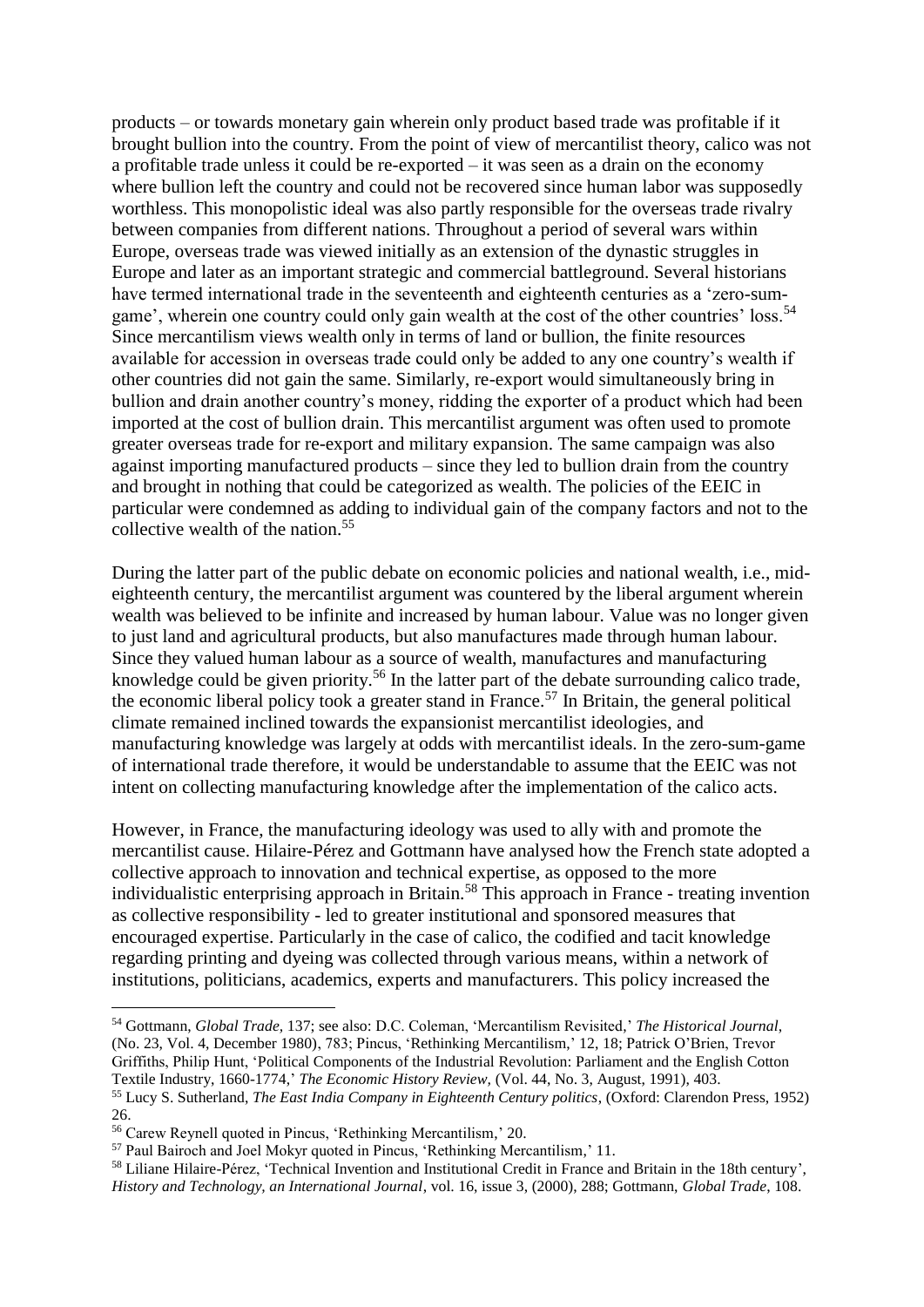products – or towards monetary gain wherein only product based trade was profitable if it brought bullion into the country. From the point of view of mercantilist theory, calico was not a profitable trade unless it could be re-exported – it was seen as a drain on the economy where bullion left the country and could not be recovered since human labor was supposedly worthless. This monopolistic ideal was also partly responsible for the overseas trade rivalry between companies from different nations. Throughout a period of several wars within Europe, overseas trade was viewed initially as an extension of the dynastic struggles in Europe and later as an important strategic and commercial battleground. Several historians have termed international trade in the seventeenth and eighteenth centuries as a 'zero-sum-game', wherein one country could only gain wealth at the cost of the other countries' loss.[54] Since mercantilism views wealth only in terms of land or bullion, the finite resources available for accession in overseas trade could only be added to any one country's wealth if other countries did not gain the same. Similarly, re-export would simultaneously bring in bullion and drain another country's money, ridding the exporter of a product which had been imported at the cost of bullion drain. This mercantilist argument was often used to promote greater overseas trade for re-export and military expansion. The same campaign was also against importing manufactured products – since they led to bullion drain from the country and brought in nothing that could be categorized as wealth. The policies of the EEIC in particular were condemned as adding to individual gain of the company factors and not to the collective wealth of the nation.[55]

During the latter part of the public debate on economic policies and national wealth, i.e., mid-eighteenth century, the mercantilist argument was countered by the liberal argument wherein wealth was believed to be infinite and increased by human labour. Value was no longer given to just land and agricultural products, but also manufactures made through human labour. Since they valued human labour as a source of wealth, manufactures and manufacturing knowledge could be given priority.[56] In the latter part of the debate surrounding calico trade, the economic liberal policy took a greater stand in France.[57] In Britain, the general political climate remained inclined towards the expansionist mercantilist ideologies, and manufacturing knowledge was largely at odds with mercantilist ideals. In the zero-sum-game of international trade therefore, it would be understandable to assume that the EEIC was not intent on collecting manufacturing knowledge after the implementation of the calico acts.

However, in France, the manufacturing ideology was used to ally with and promote the mercantilist cause. Hilaire-Pérez and Gottmann have analysed how the French state adopted a collective approach to innovation and technical expertise, as opposed to the more individualistic enterprising approach in Britain.[58] This approach in France - treating invention as collective responsibility - led to greater institutional and sponsored measures that encouraged expertise. Particularly in the case of calico, the codified and tacit knowledge regarding printing and dyeing was collected through various means, within a network of institutions, politicians, academics, experts and manufacturers. This policy increased the

---

[54] Gottmann, *Global Trade*, 137; see also: D.C. Coleman, 'Mercantilism Revisited,' *The Historical Journal*, (No. 23, Vol. 4, December 1980), 783; Pincus, 'Rethinking Mercantilism,' 12, 18; Patrick O'Brien, Trevor Griffiths, Philip Hunt, 'Political Components of the Industrial Revolution: Parliament and the English Cotton Textile Industry, 1660-1774,' *The Economic History Review*, (Vol. 44, No. 3, August, 1991), 403.

[55] Lucy S. Sutherland, *The East India Company in Eighteenth Century politics*, (Oxford: Clarendon Press, 1952) 26.

[56] Carew Reynell quoted in Pincus, 'Rethinking Mercantilism,' 20.

[57] Paul Bairoch and Joel Mokyr quoted in Pincus, 'Rethinking Mercantilism,' 11.

[58] Liliane Hilaire-Pérez, 'Technical Invention and Institutional Credit in France and Britain in the 18th century', *History and Technology, an International Journal*, vol. 16, issue 3, (2000), 288; Gottmann, *Global Trade*, 108.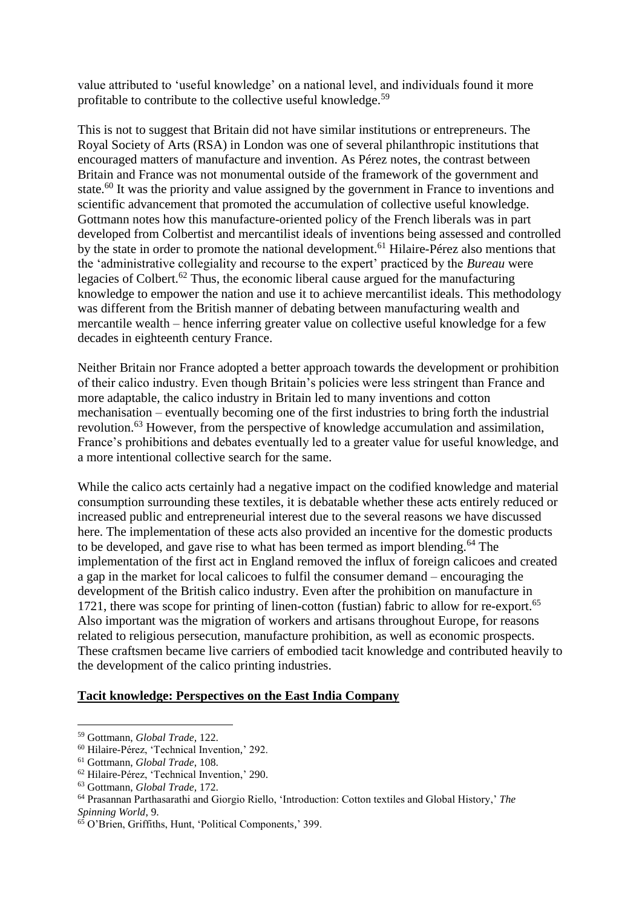value attributed to 'useful knowledge' on a national level, and individuals found it more profitable to contribute to the collective useful knowledge.[59]

This is not to suggest that Britain did not have similar institutions or entrepreneurs. The Royal Society of Arts (RSA) in London was one of several philanthropic institutions that encouraged matters of manufacture and invention. As Pérez notes, the contrast between Britain and France was not monumental outside of the framework of the government and state.[60] It was the priority and value assigned by the government in France to inventions and scientific advancement that promoted the accumulation of collective useful knowledge. Gottmann notes how this manufacture-oriented policy of the French liberals was in part developed from Colbertist and mercantilist ideals of inventions being assessed and controlled by the state in order to promote the national development.[61] Hilaire-Pérez also mentions that the 'administrative collegiality and recourse to the expert' practiced by the *Bureau* were legacies of Colbert.[62] Thus, the economic liberal cause argued for the manufacturing knowledge to empower the nation and use it to achieve mercantilist ideals. This methodology was different from the British manner of debating between manufacturing wealth and mercantile wealth – hence inferring greater value on collective useful knowledge for a few decades in eighteenth century France.

Neither Britain nor France adopted a better approach towards the development or prohibition of their calico industry. Even though Britain's policies were less stringent than France and more adaptable, the calico industry in Britain led to many inventions and cotton mechanisation – eventually becoming one of the first industries to bring forth the industrial revolution.[63] However, from the perspective of knowledge accumulation and assimilation, France's prohibitions and debates eventually led to a greater value for useful knowledge, and a more intentional collective search for the same.

While the calico acts certainly had a negative impact on the codified knowledge and material consumption surrounding these textiles, it is debatable whether these acts entirely reduced or increased public and entrepreneurial interest due to the several reasons we have discussed here. The implementation of these acts also provided an incentive for the domestic products to be developed, and gave rise to what has been termed as import blending.[64] The implementation of the first act in England removed the influx of foreign calicoes and created a gap in the market for local calicoes to fulfil the consumer demand – encouraging the development of the British calico industry. Even after the prohibition on manufacture in 1721, there was scope for printing of linen-cotton (fustian) fabric to allow for re-export.[65] Also important was the migration of workers and artisans throughout Europe, for reasons related to religious persecution, manufacture prohibition, as well as economic prospects. These craftsmen became live carriers of embodied tacit knowledge and contributed heavily to the development of the calico printing industries.

## Tacit knowledge: Perspectives on the East India Company

[59] Gottmann, *Global Trade*, 122.
[60] Hilaire-Pérez, 'Technical Invention,' 292.
[61] Gottmann, *Global Trade*, 108.
[62] Hilaire-Pérez, 'Technical Invention,' 290.
[63] Gottmann, *Global Trade*, 172.
[64] Prasannan Parthasarathi and Giorgio Riello, 'Introduction: Cotton textiles and Global History,' *The Spinning World*, 9.
[65] O'Brien, Griffiths, Hunt, 'Political Components,' 399.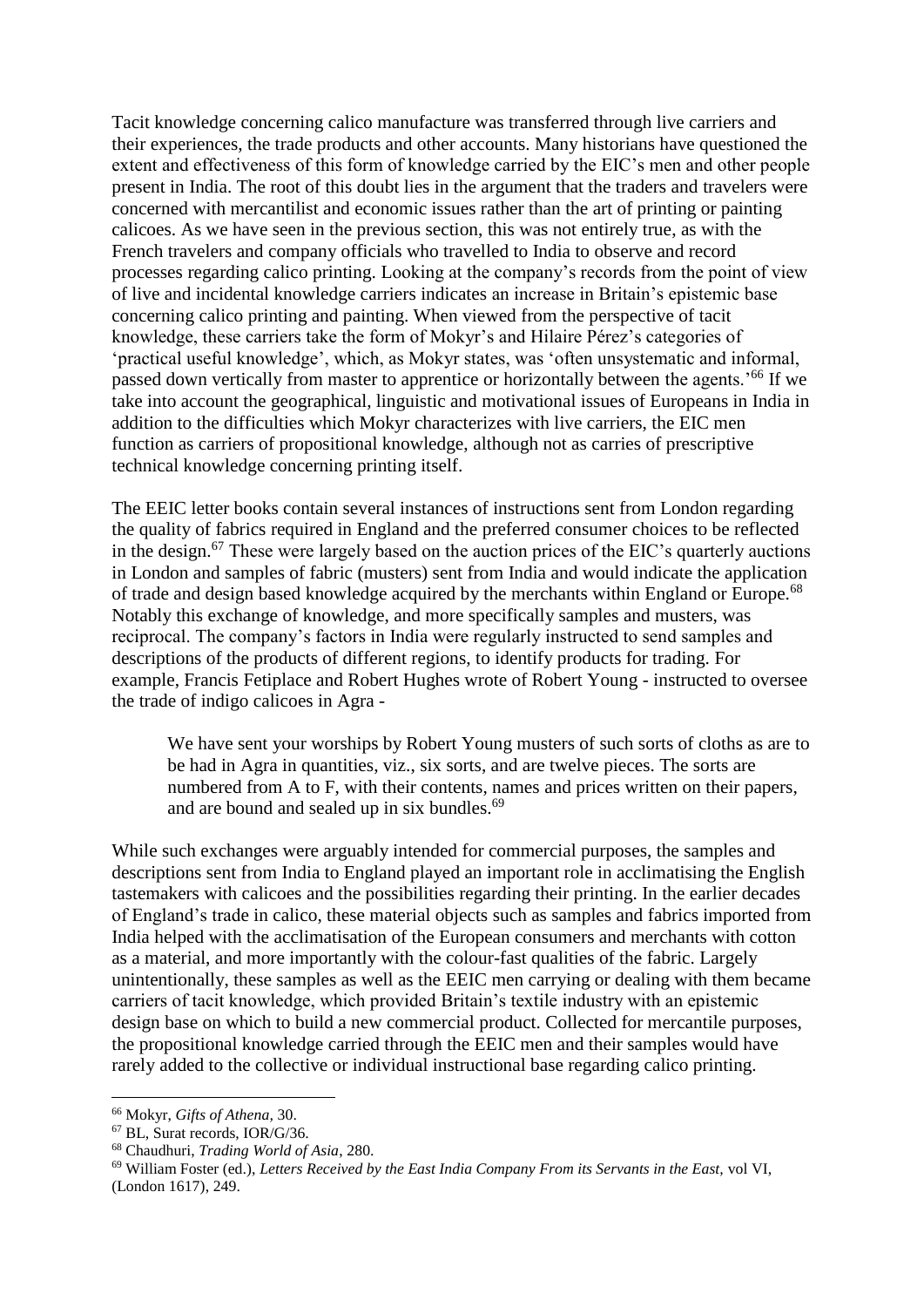Tacit knowledge concerning calico manufacture was transferred through live carriers and their experiences, the trade products and other accounts. Many historians have questioned the extent and effectiveness of this form of knowledge carried by the EIC's men and other people present in India. The root of this doubt lies in the argument that the traders and travelers were concerned with mercantilist and economic issues rather than the art of printing or painting calicoes. As we have seen in the previous section, this was not entirely true, as with the French travelers and company officials who travelled to India to observe and record processes regarding calico printing. Looking at the company's records from the point of view of live and incidental knowledge carriers indicates an increase in Britain's epistemic base concerning calico printing and painting. When viewed from the perspective of tacit knowledge, these carriers take the form of Mokyr's and Hilaire Pérez's categories of 'practical useful knowledge', which, as Mokyr states, was 'often unsystematic and informal, passed down vertically from master to apprentice or horizontally between the agents.'[66] If we take into account the geographical, linguistic and motivational issues of Europeans in India in addition to the difficulties which Mokyr characterizes with live carriers, the EIC men function as carriers of propositional knowledge, although not as carries of prescriptive technical knowledge concerning printing itself.

The EEIC letter books contain several instances of instructions sent from London regarding the quality of fabrics required in England and the preferred consumer choices to be reflected in the design.[67] These were largely based on the auction prices of the EIC's quarterly auctions in London and samples of fabric (musters) sent from India and would indicate the application of trade and design based knowledge acquired by the merchants within England or Europe.[68] Notably this exchange of knowledge, and more specifically samples and musters, was reciprocal. The company's factors in India were regularly instructed to send samples and descriptions of the products of different regions, to identify products for trading. For example, Francis Fetiplace and Robert Hughes wrote of Robert Young - instructed to oversee the trade of indigo calicoes in Agra -

> We have sent your worships by Robert Young musters of such sorts of cloths as are to be had in Agra in quantities, viz., six sorts, and are twelve pieces. The sorts are numbered from A to F, with their contents, names and prices written on their papers, and are bound and sealed up in six bundles.[69]

While such exchanges were arguably intended for commercial purposes, the samples and descriptions sent from India to England played an important role in acclimatising the English tastemakers with calicoes and the possibilities regarding their printing. In the earlier decades of England's trade in calico, these material objects such as samples and fabrics imported from India helped with the acclimatisation of the European consumers and merchants with cotton as a material, and more importantly with the colour-fast qualities of the fabric. Largely unintentionally, these samples as well as the EEIC men carrying or dealing with them became carriers of tacit knowledge, which provided Britain's textile industry with an epistemic design base on which to build a new commercial product. Collected for mercantile purposes, the propositional knowledge carried through the EEIC men and their samples would have rarely added to the collective or individual instructional base regarding calico printing.

---

[66] Mokyr, *Gifts of Athena*, 30.

[67] BL, Surat records, IOR/G/36.

[68] Chaudhuri, *Trading World of Asia*, 280.

[69] William Foster (ed.), *Letters Received by the East India Company From its Servants in the East*, vol VI, (London 1617), 249.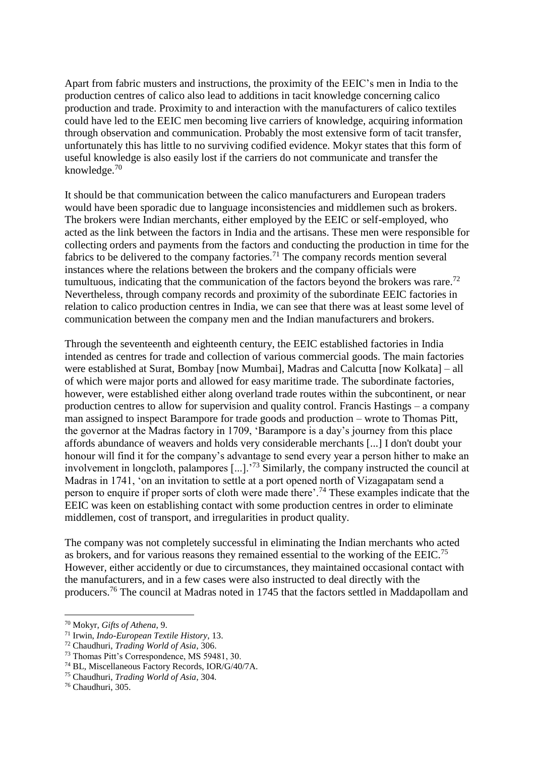Apart from fabric musters and instructions, the proximity of the EEIC's men in India to the production centres of calico also lead to additions in tacit knowledge concerning calico production and trade. Proximity to and interaction with the manufacturers of calico textiles could have led to the EEIC men becoming live carriers of knowledge, acquiring information through observation and communication. Probably the most extensive form of tacit transfer, unfortunately this has little to no surviving codified evidence. Mokyr states that this form of useful knowledge is also easily lost if the carriers do not communicate and transfer the knowledge.[70]

It should be that communication between the calico manufacturers and European traders would have been sporadic due to language inconsistencies and middlemen such as brokers. The brokers were Indian merchants, either employed by the EEIC or self-employed, who acted as the link between the factors in India and the artisans. These men were responsible for collecting orders and payments from the factors and conducting the production in time for the fabrics to be delivered to the company factories.[71] The company records mention several instances where the relations between the brokers and the company officials were tumultuous, indicating that the communication of the factors beyond the brokers was rare.[72] Nevertheless, through company records and proximity of the subordinate EEIC factories in relation to calico production centres in India, we can see that there was at least some level of communication between the company men and the Indian manufacturers and brokers.

Through the seventeenth and eighteenth century, the EEIC established factories in India intended as centres for trade and collection of various commercial goods. The main factories were established at Surat, Bombay [now Mumbai], Madras and Calcutta [now Kolkata] – all of which were major ports and allowed for easy maritime trade. The subordinate factories, however, were established either along overland trade routes within the subcontinent, or near production centres to allow for supervision and quality control. Francis Hastings – a company man assigned to inspect Barampore for trade goods and production – wrote to Thomas Pitt, the governor at the Madras factory in 1709, 'Barampore is a day's journey from this place affords abundance of weavers and holds very considerable merchants [...] I don't doubt your honour will find it for the company's advantage to send every year a person hither to make an involvement in longcloth, palampores [...].'[73] Similarly, the company instructed the council at Madras in 1741, 'on an invitation to settle at a port opened north of Vizagapatam send a person to enquire if proper sorts of cloth were made there'.[74] These examples indicate that the EEIC was keen on establishing contact with some production centres in order to eliminate middlemen, cost of transport, and irregularities in product quality.

The company was not completely successful in eliminating the Indian merchants who acted as brokers, and for various reasons they remained essential to the working of the EEIC.[75] However, either accidently or due to circumstances, they maintained occasional contact with the manufacturers, and in a few cases were also instructed to deal directly with the producers.[76] The council at Madras noted in 1745 that the factors settled in Maddapollam and

---

[70] Mokyr, *Gifts of Athena*, 9.

[71] Irwin, *Indo-European Textile History*, 13.

[72] Chaudhuri, *Trading World of Asia*, 306.

[73] Thomas Pitt's Correspondence, MS 59481, 30.

[74] BL, Miscellaneous Factory Records, IOR/G/40/7A.

[75] Chaudhuri, *Trading World of Asia*, 304.

[76] Chaudhuri, 305.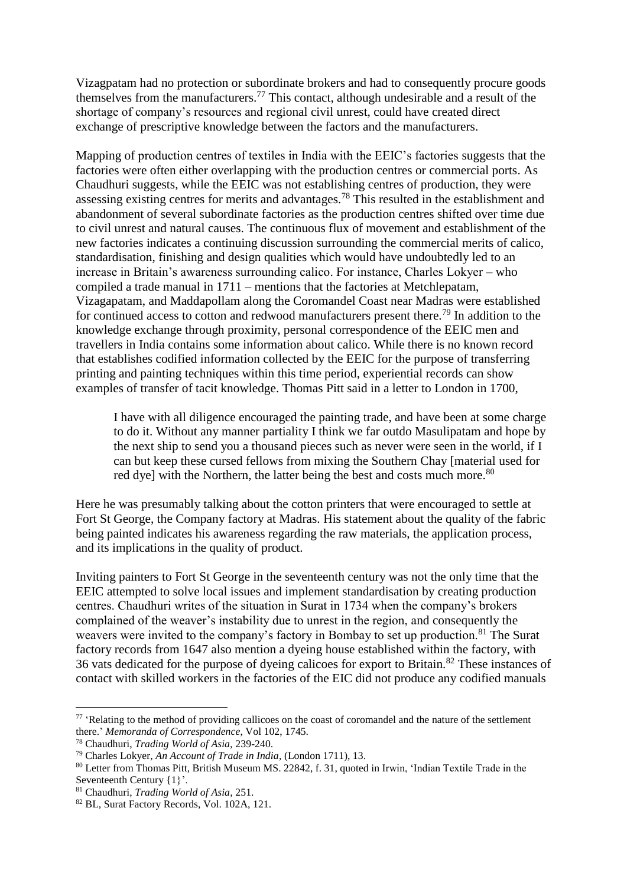Vizagpatam had no protection or subordinate brokers and had to consequently procure goods themselves from the manufacturers.[77] This contact, although undesirable and a result of the shortage of company's resources and regional civil unrest, could have created direct exchange of prescriptive knowledge between the factors and the manufacturers.

Mapping of production centres of textiles in India with the EEIC's factories suggests that the factories were often either overlapping with the production centres or commercial ports. As Chaudhuri suggests, while the EEIC was not establishing centres of production, they were assessing existing centres for merits and advantages.[78] This resulted in the establishment and abandonment of several subordinate factories as the production centres shifted over time due to civil unrest and natural causes. The continuous flux of movement and establishment of the new factories indicates a continuing discussion surrounding the commercial merits of calico, standardisation, finishing and design qualities which would have undoubtedly led to an increase in Britain's awareness surrounding calico. For instance, Charles Lokyer – who compiled a trade manual in 1711 – mentions that the factories at Metchlepatam, Vizagapatam, and Maddapollam along the Coromandel Coast near Madras were established for continued access to cotton and redwood manufacturers present there.[79] In addition to the knowledge exchange through proximity, personal correspondence of the EEIC men and travellers in India contains some information about calico. While there is no known record that establishes codified information collected by the EEIC for the purpose of transferring printing and painting techniques within this time period, experiential records can show examples of transfer of tacit knowledge. Thomas Pitt said in a letter to London in 1700,

> I have with all diligence encouraged the painting trade, and have been at some charge to do it. Without any manner partiality I think we far outdo Masulipatam and hope by the next ship to send you a thousand pieces such as never were seen in the world, if I can but keep these cursed fellows from mixing the Southern Chay [material used for red dye] with the Northern, the latter being the best and costs much more.[80]

Here he was presumably talking about the cotton printers that were encouraged to settle at Fort St George, the Company factory at Madras. His statement about the quality of the fabric being painted indicates his awareness regarding the raw materials, the application process, and its implications in the quality of product.

Inviting painters to Fort St George in the seventeenth century was not the only time that the EEIC attempted to solve local issues and implement standardisation by creating production centres. Chaudhuri writes of the situation in Surat in 1734 when the company's brokers complained of the weaver's instability due to unrest in the region, and consequently the weavers were invited to the company's factory in Bombay to set up production.[81] The Surat factory records from 1647 also mention a dyeing house established within the factory, with 36 vats dedicated for the purpose of dyeing calicoes for export to Britain.[82] These instances of contact with skilled workers in the factories of the EIC did not produce any codified manuals

---

[77] 'Relating to the method of providing callicoes on the coast of coromandel and the nature of the settlement there.' *Memoranda of Correspondence*, Vol 102, 1745.

[78] Chaudhuri, *Trading World of Asia*, 239-240.

[79] Charles Lokyer, *An Account of Trade in India*, (London 1711), 13.

[80] Letter from Thomas Pitt, British Museum MS. 22842, f. 31, quoted in Irwin, 'Indian Textile Trade in the Seventeenth Century {1}'.

[81] Chaudhuri, *Trading World of Asia*, 251.

[82] BL, Surat Factory Records, Vol. 102A, 121.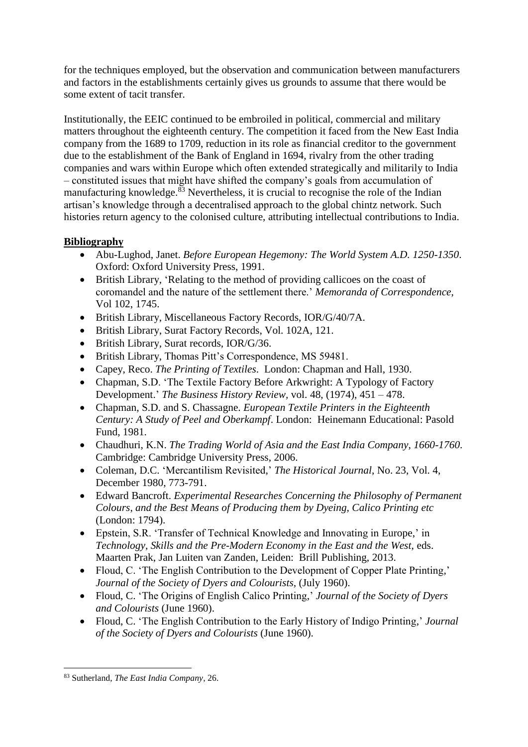for the techniques employed, but the observation and communication between manufacturers and factors in the establishments certainly gives us grounds to assume that there would be some extent of tacit transfer.

Institutionally, the EEIC continued to be embroiled in political, commercial and military matters throughout the eighteenth century. The competition it faced from the New East India company from the 1689 to 1709, reduction in its role as financial creditor to the government due to the establishment of the Bank of England in 1694, rivalry from the other trading companies and wars within Europe which often extended strategically and militarily to India – constituted issues that might have shifted the company's goals from accumulation of manufacturing knowledge.[83] Nevertheless, it is crucial to recognise the role of the Indian artisan's knowledge through a decentralised approach to the global chintz network. Such histories return agency to the colonised culture, attributing intellectual contributions to India.

## Bibliography

- Abu-Lughod, Janet. *Before European Hegemony: The World System A.D. 1250-1350*. Oxford: Oxford University Press, 1991.
- British Library, 'Relating to the method of providing callicoes on the coast of coromandel and the nature of the settlement there.' *Memoranda of Correspondence*, Vol 102, 1745.
- British Library, Miscellaneous Factory Records, IOR/G/40/7A.
- British Library, Surat Factory Records, Vol. 102A, 121.
- British Library, Surat records, IOR/G/36.
- British Library, Thomas Pitt's Correspondence, MS 59481.
- Capey, Reco. *The Printing of Textiles*. London: Chapman and Hall, 1930.
- Chapman, S.D. 'The Textile Factory Before Arkwright: A Typology of Factory Development.' *The Business History Review*, vol. 48, (1974), 451 – 478.
- Chapman, S.D. and S. Chassagne. *European Textile Printers in the Eighteenth Century: A Study of Peel and Oberkampf*. London: Heinemann Educational: Pasold Fund, 1981.
- Chaudhuri, K.N. *The Trading World of Asia and the East India Company, 1660-1760*. Cambridge: Cambridge University Press, 2006.
- Coleman, D.C. 'Mercantilism Revisited,' *The Historical Journal*, No. 23, Vol. 4, December 1980, 773-791.
- Edward Bancroft. *Experimental Researches Concerning the Philosophy of Permanent Colours, and the Best Means of Producing them by Dyeing, Calico Printing etc* (London: 1794).
- Epstein, S.R. 'Transfer of Technical Knowledge and Innovating in Europe,' in *Technology, Skills and the Pre-Modern Economy in the East and the West*, eds. Maarten Prak, Jan Luiten van Zanden, Leiden: Brill Publishing, 2013.
- Floud, C. 'The English Contribution to the Development of Copper Plate Printing,' *Journal of the Society of Dyers and Colourists*, (July 1960).
- Floud, C. 'The Origins of English Calico Printing,' *Journal of the Society of Dyers and Colourists* (June 1960).
- Floud, C. 'The English Contribution to the Early History of Indigo Printing,' *Journal of the Society of Dyers and Colourists* (June 1960).

[83] Sutherland, *The East India Company*, 26.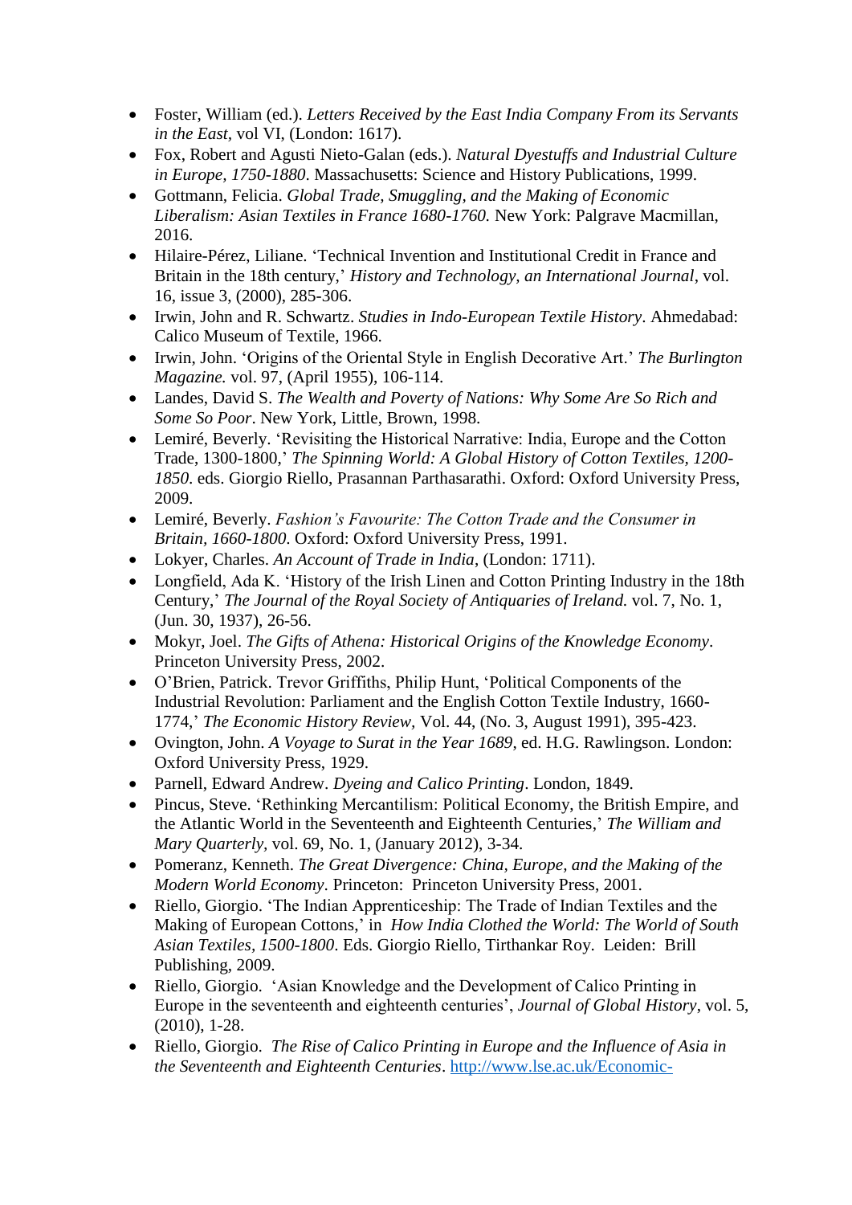- Foster, William (ed.). *Letters Received by the East India Company From its Servants in the East*, vol VI, (London: 1617).
- Fox, Robert and Agusti Nieto-Galan (eds.). *Natural Dyestuffs and Industrial Culture in Europe, 1750-1880*. Massachusetts: Science and History Publications, 1999.
- Gottmann, Felicia. *Global Trade, Smuggling, and the Making of Economic Liberalism: Asian Textiles in France 1680-1760.* New York: Palgrave Macmillan, 2016.
- Hilaire-Pérez, Liliane. 'Technical Invention and Institutional Credit in France and Britain in the 18th century,' *History and Technology, an International Journal*, vol. 16, issue 3, (2000), 285-306.
- Irwin, John and R. Schwartz. *Studies in Indo-European Textile History*. Ahmedabad: Calico Museum of Textile, 1966.
- Irwin, John. 'Origins of the Oriental Style in English Decorative Art.' *The Burlington Magazine.* vol. 97, (April 1955), 106-114.
- Landes, David S. *The Wealth and Poverty of Nations: Why Some Are So Rich and Some So Poor*. New York, Little, Brown, 1998.
- Lemiré, Beverly. 'Revisiting the Historical Narrative: India, Europe and the Cotton Trade, 1300-1800,' *The Spinning World: A Global History of Cotton Textiles, 1200-1850*. eds. Giorgio Riello, Prasannan Parthasarathi. Oxford: Oxford University Press, 2009.
- Lemiré, Beverly. *Fashion's Favourite: The Cotton Trade and the Consumer in Britain, 1660-1800*. Oxford: Oxford University Press, 1991.
- Lokyer, Charles. *An Account of Trade in India*, (London: 1711).
- Longfield, Ada K. 'History of the Irish Linen and Cotton Printing Industry in the 18th Century,' *The Journal of the Royal Society of Antiquaries of Ireland.* vol. 7, No. 1, (Jun. 30, 1937), 26-56.
- Mokyr, Joel. *The Gifts of Athena: Historical Origins of the Knowledge Economy*. Princeton University Press, 2002.
- O'Brien, Patrick. Trevor Griffiths, Philip Hunt, 'Political Components of the Industrial Revolution: Parliament and the English Cotton Textile Industry, 1660-1774,' *The Economic History Review,* Vol. 44, (No. 3, August 1991), 395-423.
- Ovington, John. *A Voyage to Surat in the Year 1689*, ed. H.G. Rawlingson. London: Oxford University Press, 1929.
- Parnell, Edward Andrew. *Dyeing and Calico Printing*. London, 1849.
- Pincus, Steve. 'Rethinking Mercantilism: Political Economy, the British Empire, and the Atlantic World in the Seventeenth and Eighteenth Centuries,' *The William and Mary Quarterly*, vol. 69, No. 1, (January 2012), 3-34.
- Pomeranz, Kenneth. *The Great Divergence: China, Europe, and the Making of the Modern World Economy*. Princeton: Princeton University Press, 2001.
- Riello, Giorgio. 'The Indian Apprenticeship: The Trade of Indian Textiles and the Making of European Cottons,' in *How India Clothed the World: The World of South Asian Textiles, 1500-1800*. Eds. Giorgio Riello, Tirthankar Roy. Leiden: Brill Publishing, 2009.
- Riello, Giorgio. 'Asian Knowledge and the Development of Calico Printing in Europe in the seventeenth and eighteenth centuries', *Journal of Global History*, vol. 5, (2010), 1-28.
- Riello, Giorgio. *The Rise of Calico Printing in Europe and the Influence of Asia in the Seventeenth and Eighteenth Centuries*. http://www.lse.ac.uk/Economic-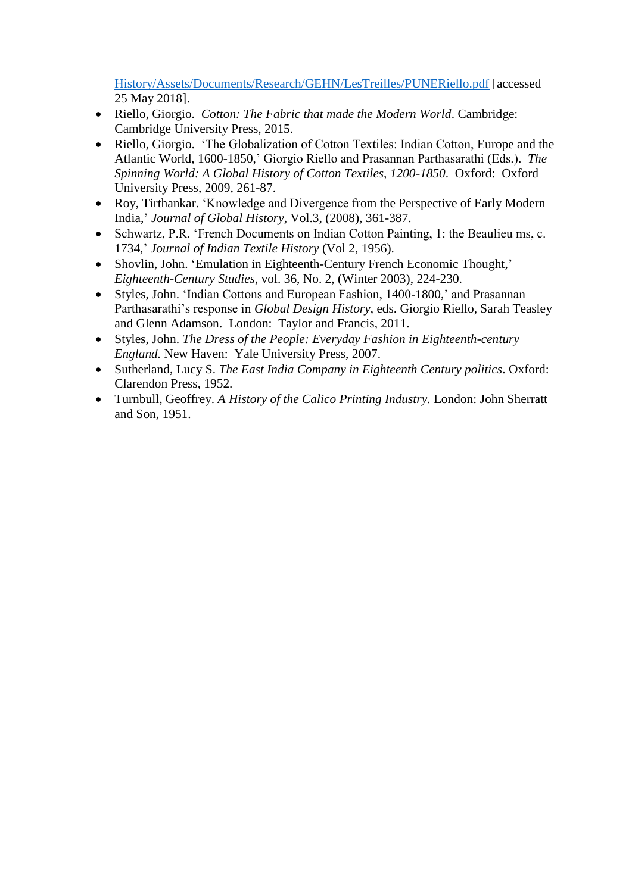History/Assets/Documents/Research/GEHN/LesTreilles/PUNERiello.pdf [accessed 25 May 2018].

- Riello, Giorgio. *Cotton: The Fabric that made the Modern World*. Cambridge: Cambridge University Press, 2015.
- Riello, Giorgio. 'The Globalization of Cotton Textiles: Indian Cotton, Europe and the Atlantic World, 1600-1850,' Giorgio Riello and Prasannan Parthasarathi (Eds.). *The Spinning World: A Global History of Cotton Textiles, 1200-1850*. Oxford: Oxford University Press, 2009, 261-87.
- Roy, Tirthankar. 'Knowledge and Divergence from the Perspective of Early Modern India,' *Journal of Global History*, Vol.3, (2008), 361-387.
- Schwartz, P.R. 'French Documents on Indian Cotton Painting, 1: the Beaulieu ms, c. 1734,' *Journal of Indian Textile History* (Vol 2, 1956).
- Shovlin, John. 'Emulation in Eighteenth-Century French Economic Thought,' *Eighteenth-Century Studies*, vol. 36, No. 2, (Winter 2003), 224-230.
- Styles, John. 'Indian Cottons and European Fashion, 1400-1800,' and Prasannan Parthasarathi's response in *Global Design History*, eds. Giorgio Riello, Sarah Teasley and Glenn Adamson. London: Taylor and Francis, 2011.
- Styles, John. *The Dress of the People: Everyday Fashion in Eighteenth-century England.* New Haven: Yale University Press, 2007.
- Sutherland, Lucy S. *The East India Company in Eighteenth Century politics*. Oxford: Clarendon Press, 1952.
- Turnbull, Geoffrey. *A History of the Calico Printing Industry.* London: John Sherratt and Son, 1951.